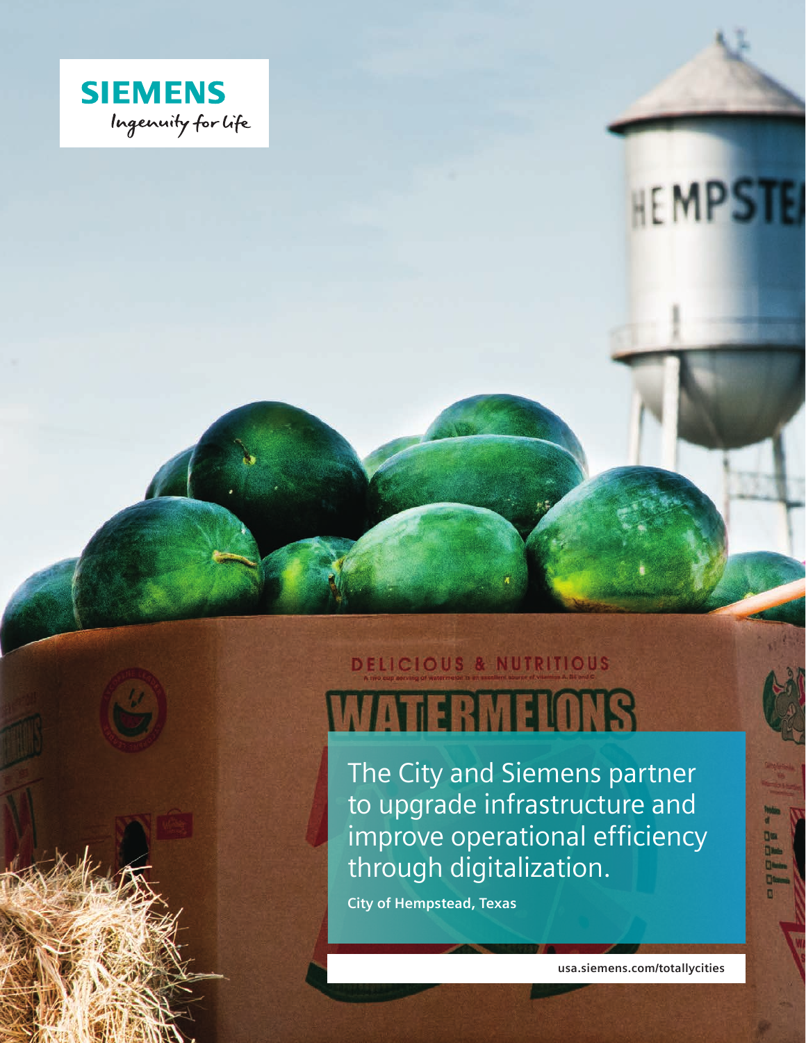**SIEMENS**

*Ingenuity for life*

# The City and Siemens partner to upgrade infrastructure and improve operational efficiency through digitalization.

**City of Hempstead, Texas**

usa.siemens.com/totallycities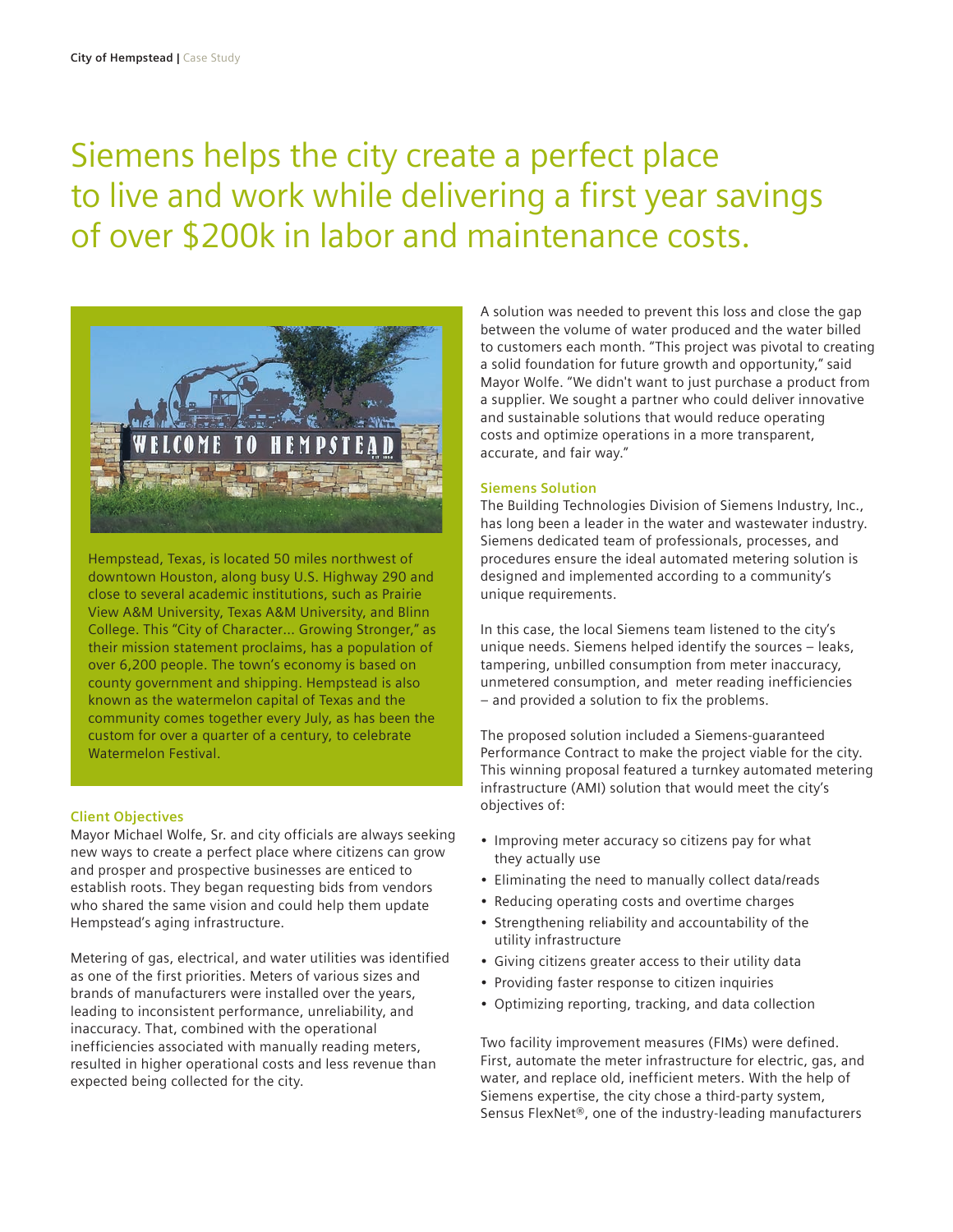# Siemens helps the city create a perfect place to live and work while delivering a first year savings of over $200k in labor and maintenance costs.

Hempstead, Texas, is located 50 miles northwest of downtown Houston, along busy U.S. Highway 290 and close to several academic institutions, such as Prairie View A&M University, Texas A&M University, and Blinn College. This "City of Character... Growing Stronger," as their mission statement proclaims, has a population of over 6,200 people. The town's economy is based on county government and shipping. Hempstead is also known as the watermelon capital of Texas and the community comes together every July, as has been the custom for over a quarter of a century, to celebrate Watermelon Festival.

### Client Objectives

Mayor Michael Wolfe, Sr. and city officials are always seeking new ways to create a perfect place where citizens can grow and prosper and prospective businesses are enticed to establish roots. They began requesting bids from vendors who shared the same vision and could help them update Hempstead's aging infrastructure.

Metering of gas, electrical, and water utilities was identified as one of the first priorities. Meters of various sizes and brands of manufacturers were installed over the years, leading to inconsistent performance, unreliability, and inaccuracy. That, combined with the operational inefficiencies associated with manually reading meters, resulted in higher operational costs and less revenue than expected being collected for the city.

A solution was needed to prevent this loss and close the gap between the volume of water produced and the water billed to customers each month. "This project was pivotal to creating a solid foundation for future growth and opportunity," said Mayor Wolfe. "We didn't want to just purchase a product from a supplier. We sought a partner who could deliver innovative and sustainable solutions that would reduce operating costs and optimize operations in a more transparent, accurate, and fair way."

### Siemens Solution

The Building Technologies Division of Siemens Industry, Inc., has long been a leader in the water and wastewater industry. Siemens dedicated team of professionals, processes, and procedures ensure the ideal automated metering solution is designed and implemented according to a community's unique requirements.

In this case, the local Siemens team listened to the city's unique needs. Siemens helped identify the sources – leaks, tampering, unbilled consumption from meter inaccuracy, unmetered consumption, and meter reading inefficiencies – and provided a solution to fix the problems.

The proposed solution included a Siemens-guaranteed Performance Contract to make the project viable for the city. This winning proposal featured a turnkey automated metering infrastructure (AMI) solution that would meet the city's objectives of:

- Improving meter accuracy so citizens pay for what they actually use
- Eliminating the need to manually collect data/reads
- Reducing operating costs and overtime charges
- Strengthening reliability and accountability of the utility infrastructure
- Giving citizens greater access to their utility data
- Providing faster response to citizen inquiries
- Optimizing reporting, tracking, and data collection

Two facility improvement measures (FIMs) were defined. First, automate the meter infrastructure for electric, gas, and water, and replace old, inefficient meters. With the help of Siemens expertise, the city chose a third-party system, Sensus FlexNet®, one of the industry-leading manufacturers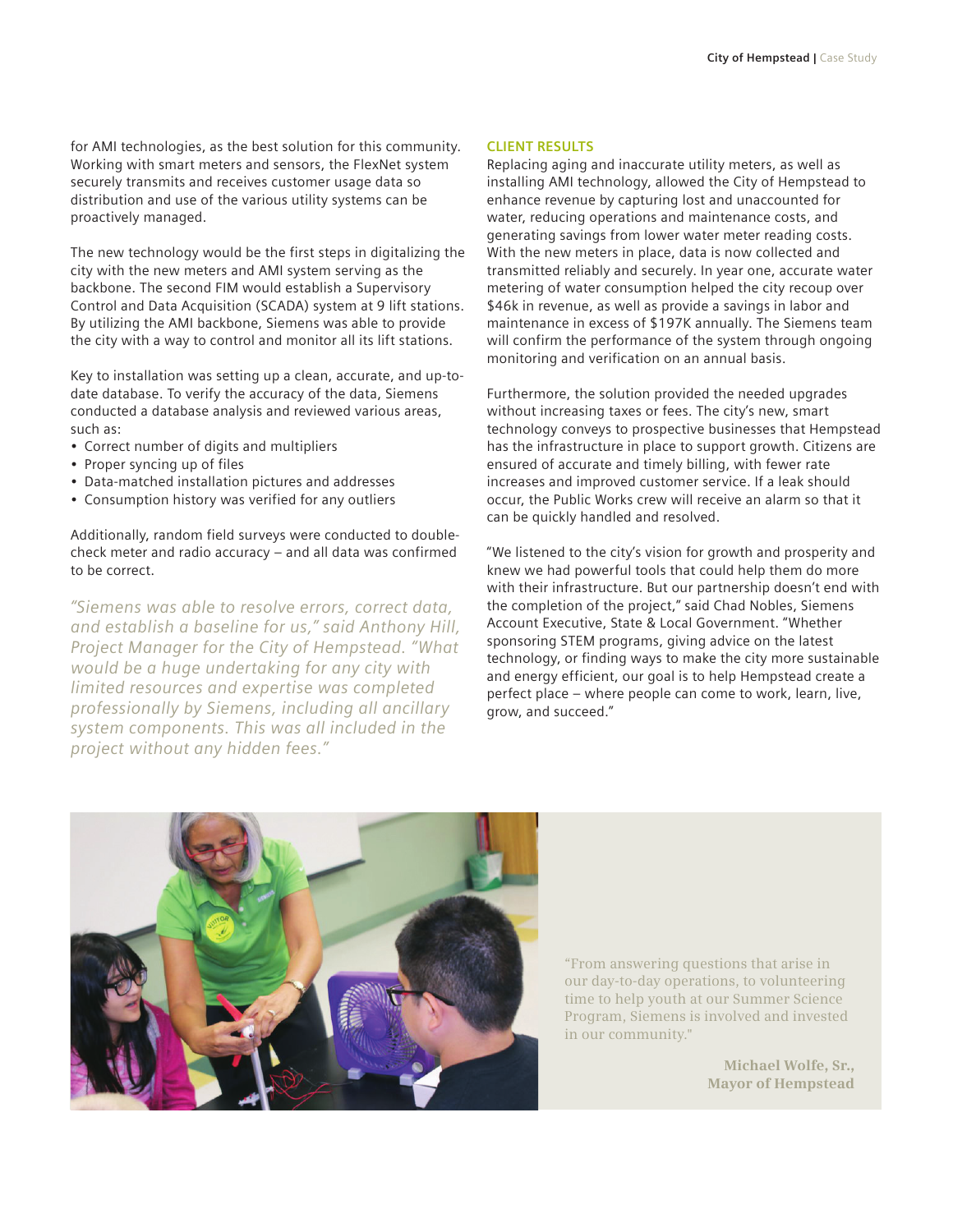for AMI technologies, as the best solution for this community. Working with smart meters and sensors, the FlexNet system securely transmits and receives customer usage data so distribution and use of the various utility systems can be proactively managed.

The new technology would be the first steps in digitalizing the city with the new meters and AMI system serving as the backbone. The second FIM would establish a Supervisory Control and Data Acquisition (SCADA) system at 9 lift stations. By utilizing the AMI backbone, Siemens was able to provide the city with a way to control and monitor all its lift stations.

Key to installation was setting up a clean, accurate, and up-to-date database. To verify the accuracy of the data, Siemens conducted a database analysis and reviewed various areas, such as:

- Correct number of digits and multipliers
- Proper syncing up of files
- Data-matched installation pictures and addresses
- Consumption history was verified for any outliers

Additionally, random field surveys were conducted to double-check meter and radio accuracy – and all data was confirmed to be correct.

*"Siemens was able to resolve errors, correct data, and establish a baseline for us," said Anthony Hill, Project Manager for the City of Hempstead. "What would be a huge undertaking for any city with limited resources and expertise was completed professionally by Siemens, including all ancillary system components. This was all included in the project without any hidden fees."*

## CLIENT RESULTS

Replacing aging and inaccurate utility meters, as well as installing AMI technology, allowed the City of Hempstead to enhance revenue by capturing lost and unaccounted for water, reducing operations and maintenance costs, and generating savings from lower water meter reading costs. With the new meters in place, data is now collected and transmitted reliably and securely. In year one, accurate water metering of water consumption helped the city recoup over $46k in revenue, as well as provide a savings in labor and maintenance in excess of $197K annually. The Siemens team will confirm the performance of the system through ongoing monitoring and verification on an annual basis.

Furthermore, the solution provided the needed upgrades without increasing taxes or fees. The city's new, smart technology conveys to prospective businesses that Hempstead has the infrastructure in place to support growth. Citizens are ensured of accurate and timely billing, with fewer rate increases and improved customer service. If a leak should occur, the Public Works crew will receive an alarm so that it can be quickly handled and resolved.

"We listened to the city's vision for growth and prosperity and knew we had powerful tools that could help them do more with their infrastructure. But our partnership doesn't end with the completion of the project," said Chad Nobles, Siemens Account Executive, State & Local Government. "Whether sponsoring STEM programs, giving advice on the latest technology, or finding ways to make the city more sustainable and energy efficient, our goal is to help Hempstead create a perfect place – where people can come to work, learn, live, grow, and succeed."

"From answering questions that arise in our day-to-day operations, to volunteering time to help youth at our Summer Science Program, Siemens is involved and invested in our community."

**Michael Wolfe, Sr.,**
**Mayor of Hempstead**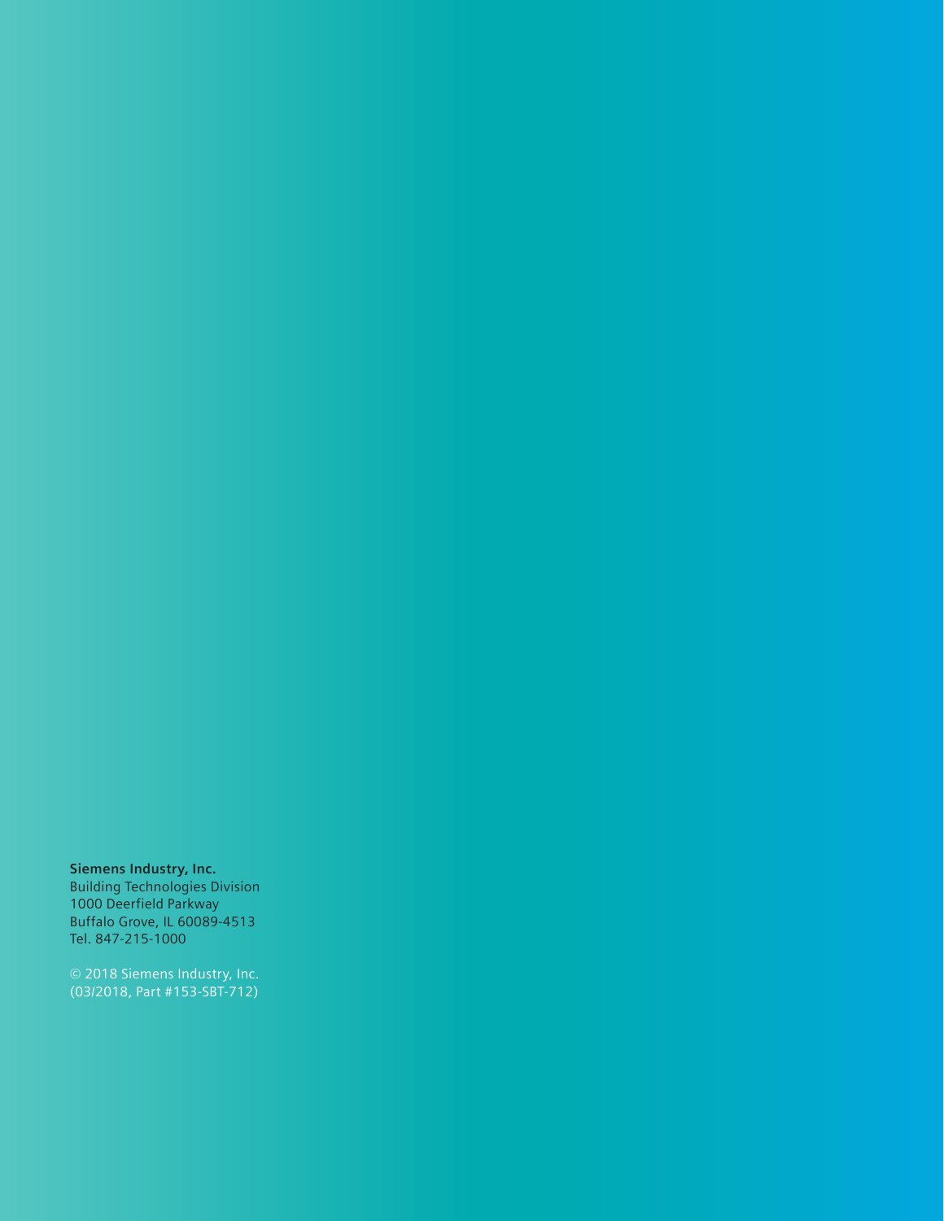**Siemens Industry, Inc.**
Building Technologies Division
1000 Deerfield Parkway
Buffalo Grove, IL 60089-4513
Tel. 847-215-1000

© 2018 Siemens Industry, Inc.
(03/2018, Part #153-SBT-712)